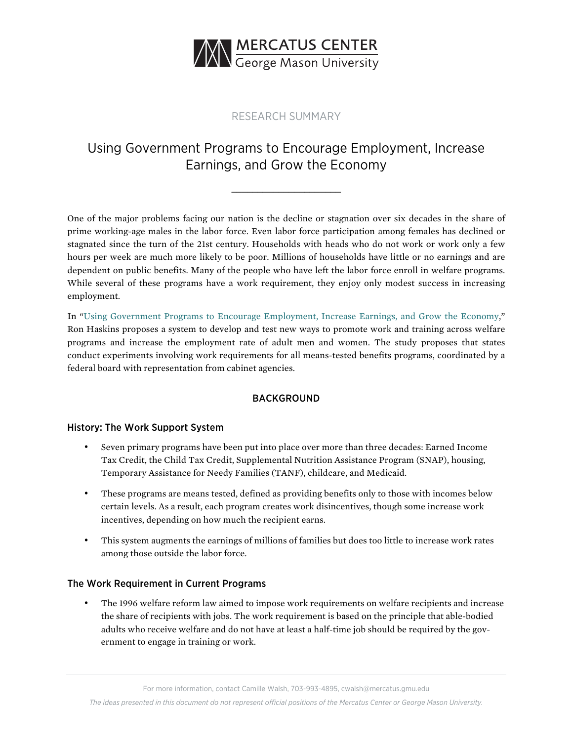MERCATUS CENTER
George Mason University

RESEARCH SUMMARY

# Using Government Programs to Encourage Employment, Increase Earnings, and Grow the Economy

One of the major problems facing our nation is the decline or stagnation over six decades in the share of prime working-age males in the labor force. Even labor force participation among females has declined or stagnated since the turn of the 21st century. Households with heads who do not work or work only a few hours per week are much more likely to be poor. Millions of households have little or no earnings and are dependent on public benefits. Many of the people who have left the labor force enroll in welfare programs. While several of these programs have a work requirement, they enjoy only modest success in increasing employment.

In "Using Government Programs to Encourage Employment, Increase Earnings, and Grow the Economy," Ron Haskins proposes a system to develop and test new ways to promote work and training across welfare programs and increase the employment rate of adult men and women. The study proposes that states conduct experiments involving work requirements for all means-tested benefits programs, coordinated by a federal board with representation from cabinet agencies.

## BACKGROUND

### History: The Work Support System

- Seven primary programs have been put into place over more than three decades: Earned Income Tax Credit, the Child Tax Credit, Supplemental Nutrition Assistance Program (SNAP), housing, Temporary Assistance for Needy Families (TANF), childcare, and Medicaid.
- These programs are means tested, defined as providing benefits only to those with incomes below certain levels. As a result, each program creates work disincentives, though some increase work incentives, depending on how much the recipient earns.
- This system augments the earnings of millions of families but does too little to increase work rates among those outside the labor force.

### The Work Requirement in Current Programs

- The 1996 welfare reform law aimed to impose work requirements on welfare recipients and increase the share of recipients with jobs. The work requirement is based on the principle that able-bodied adults who receive welfare and do not have at least a half-time job should be required by the government to engage in training or work.

For more information, contact Camille Walsh, 703-993-4895, cwalsh@mercatus.gmu.edu

*The ideas presented in this document do not represent official positions of the Mercatus Center or George Mason University.*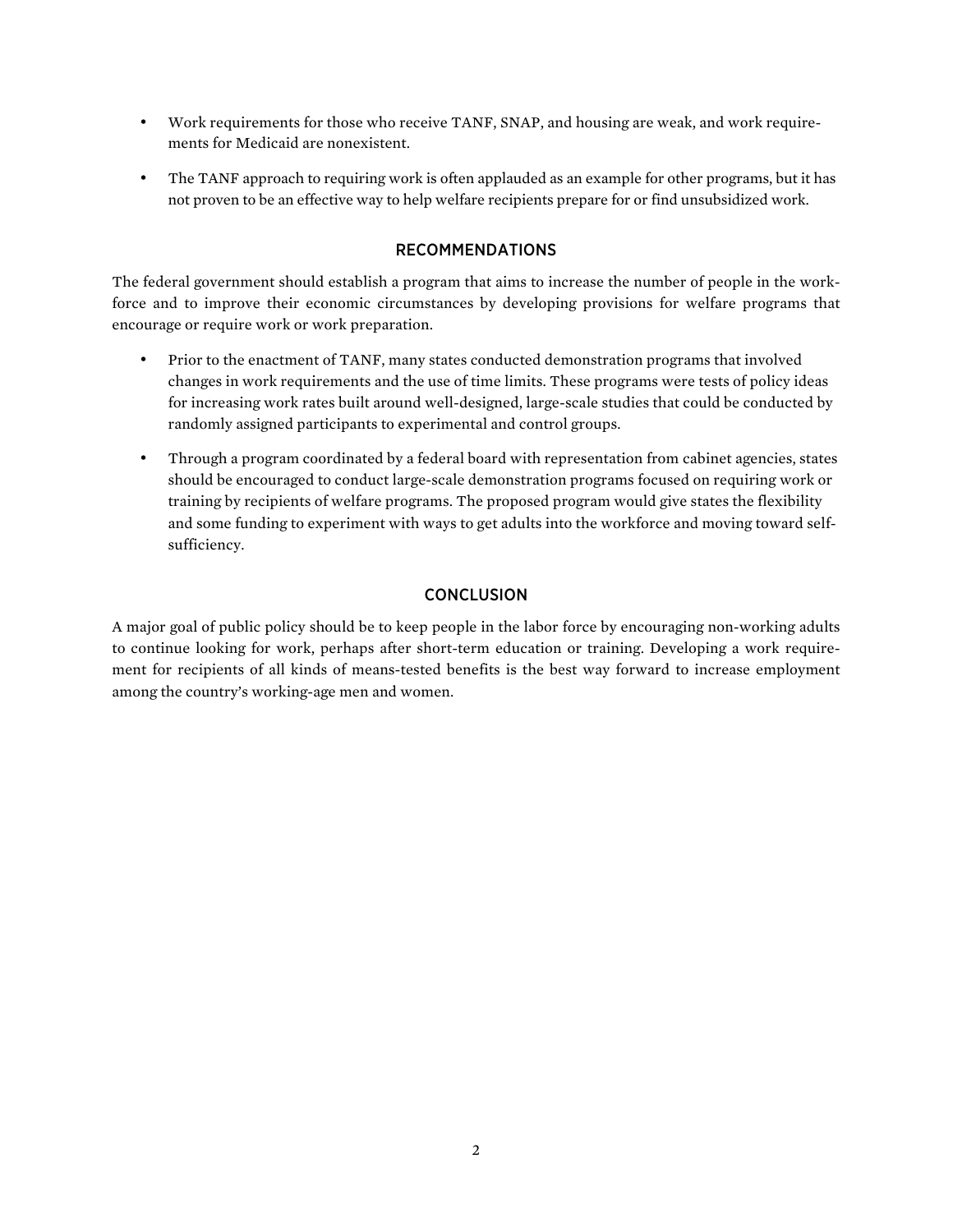- Work requirements for those who receive TANF, SNAP, and housing are weak, and work requirements for Medicaid are nonexistent.
- The TANF approach to requiring work is often applauded as an example for other programs, but it has not proven to be an effective way to help welfare recipients prepare for or find unsubsidized work.

## RECOMMENDATIONS

The federal government should establish a program that aims to increase the number of people in the workforce and to improve their economic circumstances by developing provisions for welfare programs that encourage or require work or work preparation.

- Prior to the enactment of TANF, many states conducted demonstration programs that involved changes in work requirements and the use of time limits. These programs were tests of policy ideas for increasing work rates built around well-designed, large-scale studies that could be conducted by randomly assigned participants to experimental and control groups.
- Through a program coordinated by a federal board with representation from cabinet agencies, states should be encouraged to conduct large-scale demonstration programs focused on requiring work or training by recipients of welfare programs. The proposed program would give states the flexibility and some funding to experiment with ways to get adults into the workforce and moving toward self-sufficiency.

## CONCLUSION

A major goal of public policy should be to keep people in the labor force by encouraging non-working adults to continue looking for work, perhaps after short-term education or training. Developing a work requirement for recipients of all kinds of means-tested benefits is the best way forward to increase employment among the country's working-age men and women.